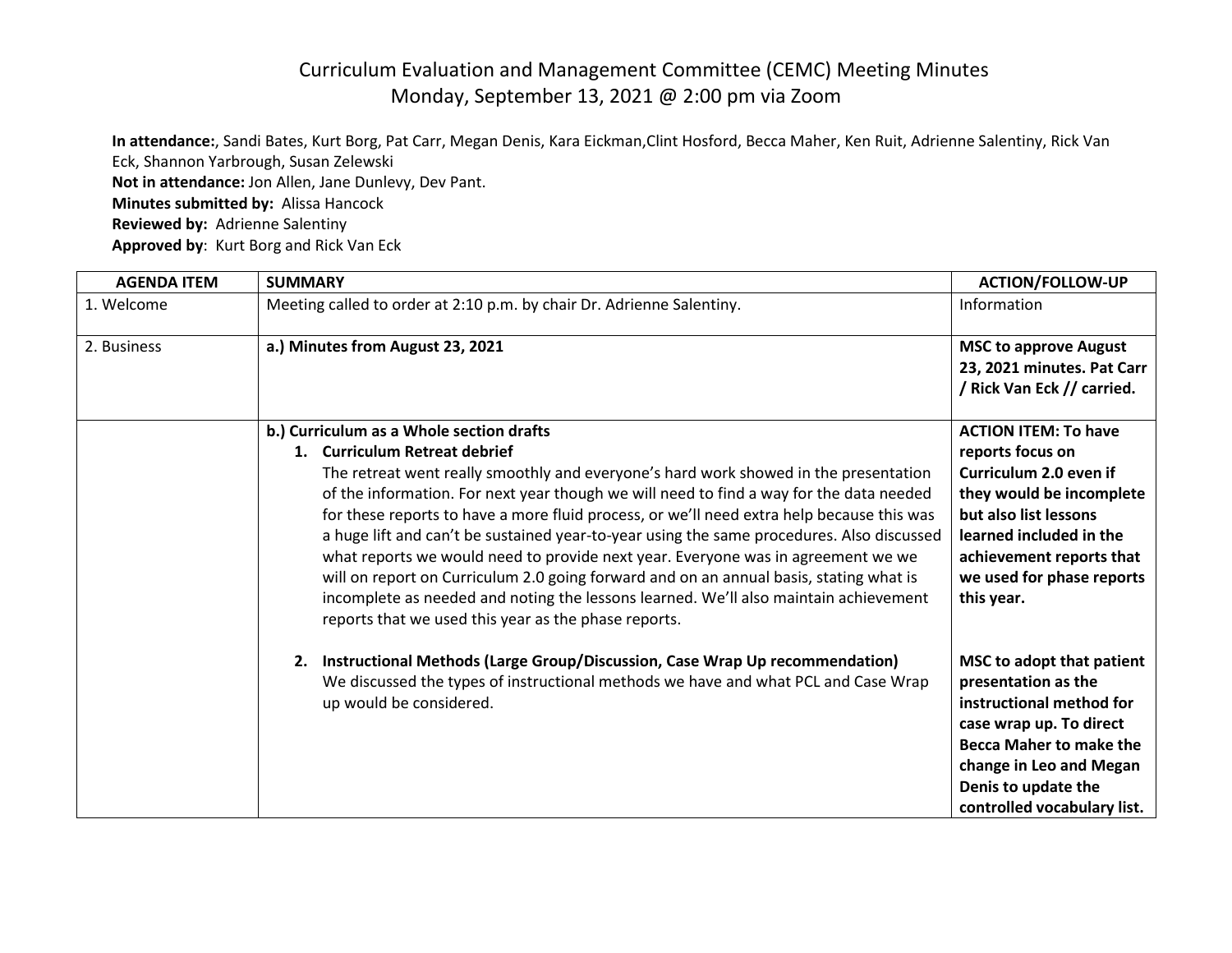# Curriculum Evaluation and Management Committee (CEMC) Meeting Minutes
## Monday, September 13, 2021 @ 2:00 pm via Zoom

**In attendance:**, Sandi Bates, Kurt Borg, Pat Carr, Megan Denis, Kara Eickman,Clint Hosford, Becca Maher, Ken Ruit, Adrienne Salentiny, Rick Van Eck, Shannon Yarbrough, Susan Zelewski
**Not in attendance:** Jon Allen, Jane Dunlevy, Dev Pant.
**Minutes submitted by:** Alissa Hancock
**Reviewed by:** Adrienne Salentiny
**Approved by**: Kurt Borg and Rick Van Eck

| AGENDA ITEM | SUMMARY | ACTION/FOLLOW-UP |
|---|---|---|
| 1. Welcome | Meeting called to order at 2:10 p.m. by chair Dr. Adrienne Salentiny. | Information |
| 2. Business | **a.) Minutes from August 23, 2021** | **MSC to approve August 23, 2021 minutes. Pat Carr / Rick Van Eck // carried.** |
| | **b.) Curriculum as a Whole section drafts**<br>1. **Curriculum Retreat debrief**<br>The retreat went really smoothly and everyone's hard work showed in the presentation of the information. For next year though we will need to find a way for the data needed for these reports to have a more fluid process, or we'll need extra help because this was a huge lift and can't be sustained year-to-year using the same procedures. Also discussed what reports we would need to provide next year. Everyone was in agreement we we will on report on Curriculum 2.0 going forward and on an annual basis, stating what is incomplete as needed and noting the lessons learned. We'll also maintain achievement reports that we used this year as the phase reports. | **ACTION ITEM: To have reports focus on Curriculum 2.0 even if they would be incomplete but also list lessons learned included in the achievement reports that we used for phase reports this year.** |
| | 2. **Instructional Methods (Large Group/Discussion, Case Wrap Up recommendation)**<br>We discussed the types of instructional methods we have and what PCL and Case Wrap up would be considered. | **MSC to adopt that patient presentation as the instructional method for case wrap up. To direct Becca Maher to make the change in Leo and Megan Denis to update the controlled vocabulary list.** |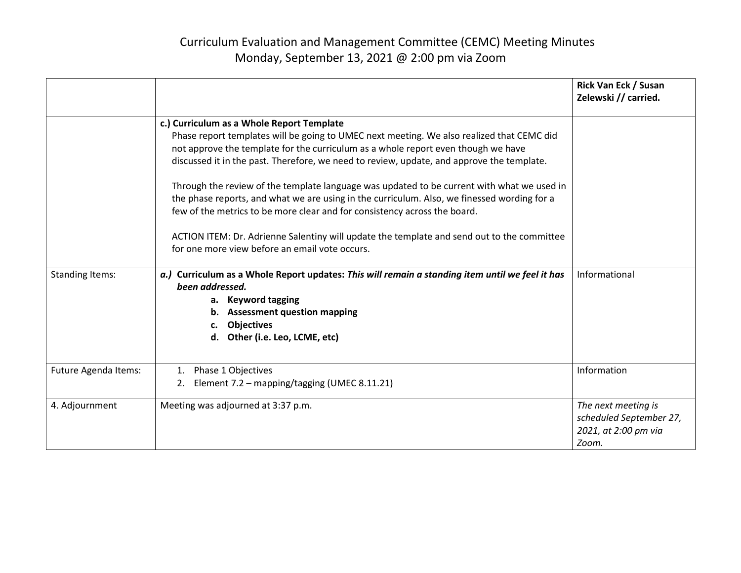# Curriculum Evaluation and Management Committee (CEMC) Meeting Minutes
Monday, September 13, 2021 @ 2:00 pm via Zoom

| | | |
|---|---|---|
| | | **Rick Van Eck / Susan Zelewski // carried.** |
| | **c.) Curriculum as a Whole Report Template**<br>Phase report templates will be going to UMEC next meeting. We also realized that CEMC did not approve the template for the curriculum as a whole report even though we have discussed it in the past. Therefore, we need to review, update, and approve the template.<br><br>Through the review of the template language was updated to be current with what we used in the phase reports, and what we are using in the curriculum. Also, we finessed wording for a few of the metrics to be more clear and for consistency across the board.<br><br>ACTION ITEM: Dr. Adrienne Salentiny will update the template and send out to the committee for one more view before an email vote occurs. | |
| Standing Items: | ***a.)* Curriculum as a Whole Report updates: *This will remain a standing item until we feel it has been addressed.***<br>**a. Keyword tagging**<br>**b. Assessment question mapping**<br>**c. Objectives**<br>**d. Other (i.e. Leo, LCME, etc)** | Informational |
| Future Agenda Items: | 1. Phase 1 Objectives<br>2. Element 7.2 – mapping/tagging (UMEC 8.11.21) | Information |
| 4. Adjournment | Meeting was adjourned at 3:37 p.m. | *The next meeting is scheduled September 27, 2021, at 2:00 pm via Zoom.* |